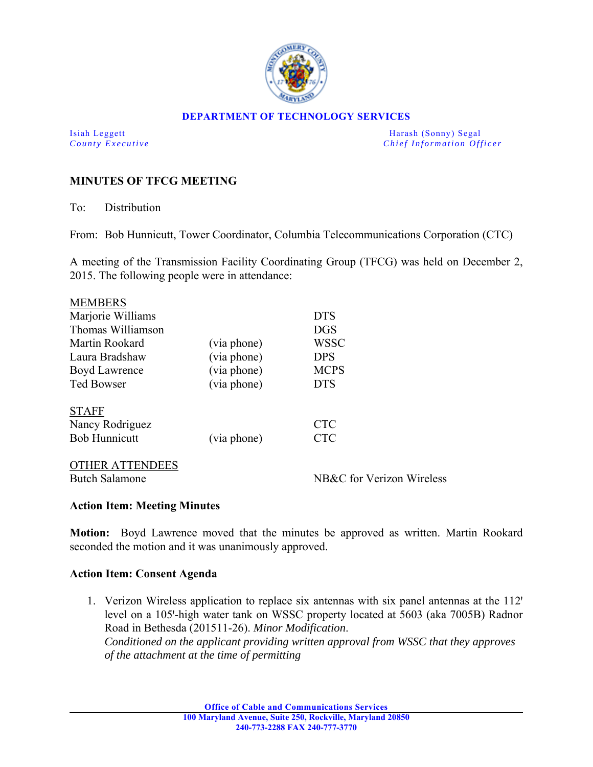**DEPARTMENT OF TECHNOLOGY SERVICES**

| | |
|---|---|
| Isiah Leggett | Harash (Sonny) Segal |
| *County Executive* | *Chief Information Officer* |

## MINUTES OF TFCG MEETING

To: Distribution

From: Bob Hunnicutt, Tower Coordinator, Columbia Telecommunications Corporation (CTC)

A meeting of the Transmission Facility Coordinating Group (TFCG) was held on December 2, 2015. The following people were in attendance:

| MEMBERS | | |
|---|---|---|
| Marjorie Williams | | DTS |
| Thomas Williamson | | DGS |
| Martin Rookard | (via phone) | WSSC |
| Laura Bradshaw | (via phone) | DPS |
| Boyd Lawrence | (via phone) | MCPS |
| Ted Bowser | (via phone) | DTS |
| **STAFF** | | |
| Nancy Rodriguez | | CTC |
| Bob Hunnicutt | (via phone) | CTC |
| **OTHER ATTENDEES** | | |
| Butch Salamone | | NB&C for Verizon Wireless |

### Action Item: Meeting Minutes

**Motion:** Boyd Lawrence moved that the minutes be approved as written. Martin Rookard seconded the motion and it was unanimously approved.

### Action Item: Consent Agenda

1. Verizon Wireless application to replace six antennas with six panel antennas at the 112' level on a 105'-high water tank on WSSC property located at 5603 (aka 7005B) Radnor Road in Bethesda (201511-26). *Minor Modification*.
   *Conditioned on the applicant providing written approval from WSSC that they approves of the attachment at the time of permitting*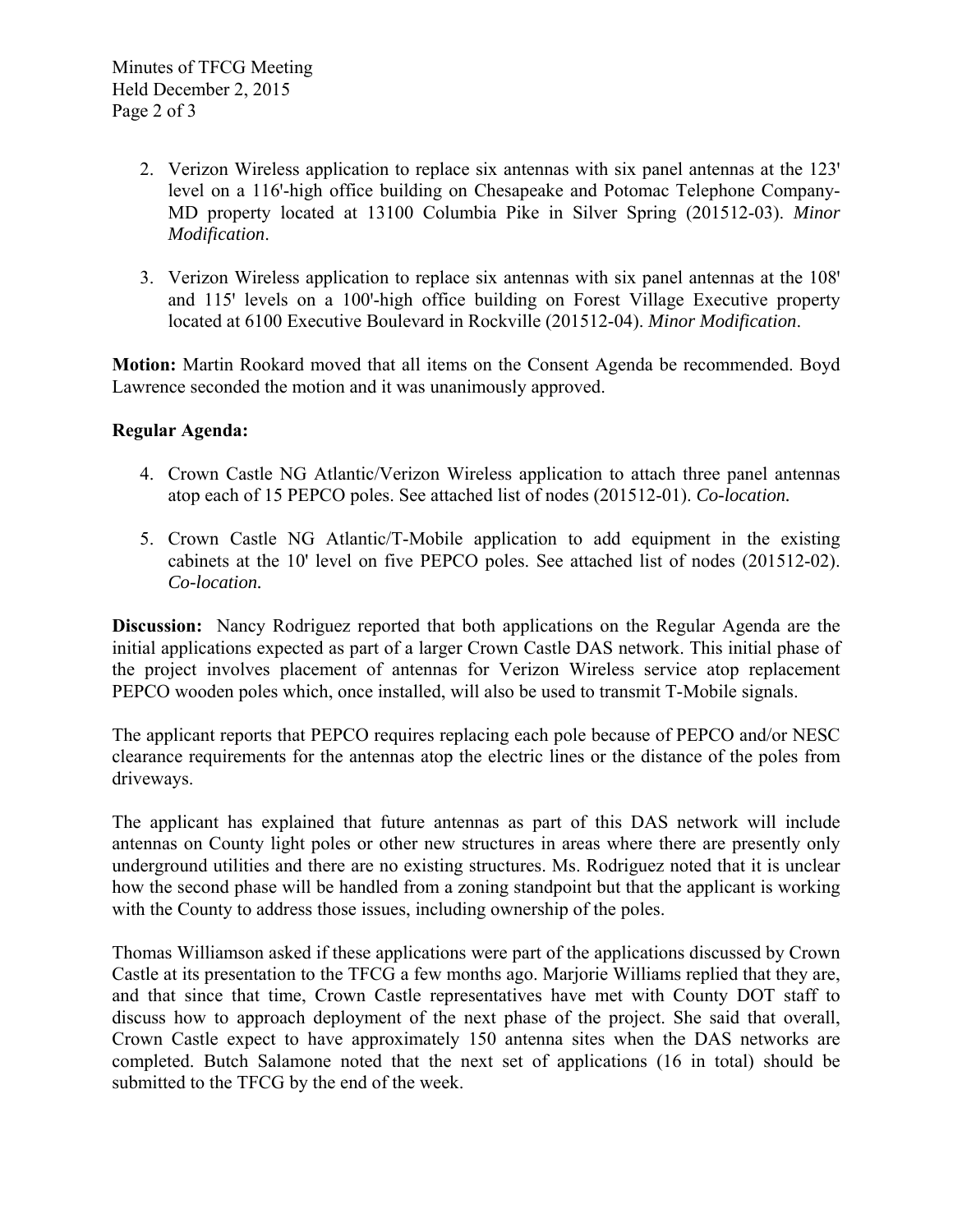2. Verizon Wireless application to replace six antennas with six panel antennas at the 123' level on a 116'-high office building on Chesapeake and Potomac Telephone Company-MD property located at 13100 Columbia Pike in Silver Spring (201512-03). *Minor Modification*.

3. Verizon Wireless application to replace six antennas with six panel antennas at the 108' and 115' levels on a 100'-high office building on Forest Village Executive property located at 6100 Executive Boulevard in Rockville (201512-04). *Minor Modification*.

**Motion:** Martin Rookard moved that all items on the Consent Agenda be recommended. Boyd Lawrence seconded the motion and it was unanimously approved.

**Regular Agenda:**

4. Crown Castle NG Atlantic/Verizon Wireless application to attach three panel antennas atop each of 15 PEPCO poles. See attached list of nodes (201512-01). *Co-location.*

5. Crown Castle NG Atlantic/T-Mobile application to add equipment in the existing cabinets at the 10' level on five PEPCO poles. See attached list of nodes (201512-02). *Co-location.*

**Discussion:** Nancy Rodriguez reported that both applications on the Regular Agenda are the initial applications expected as part of a larger Crown Castle DAS network. This initial phase of the project involves placement of antennas for Verizon Wireless service atop replacement PEPCO wooden poles which, once installed, will also be used to transmit T-Mobile signals.

The applicant reports that PEPCO requires replacing each pole because of PEPCO and/or NESC clearance requirements for the antennas atop the electric lines or the distance of the poles from driveways.

The applicant has explained that future antennas as part of this DAS network will include antennas on County light poles or other new structures in areas where there are presently only underground utilities and there are no existing structures. Ms. Rodriguez noted that it is unclear how the second phase will be handled from a zoning standpoint but that the applicant is working with the County to address those issues, including ownership of the poles.

Thomas Williamson asked if these applications were part of the applications discussed by Crown Castle at its presentation to the TFCG a few months ago. Marjorie Williams replied that they are, and that since that time, Crown Castle representatives have met with County DOT staff to discuss how to approach deployment of the next phase of the project. She said that overall, Crown Castle expect to have approximately 150 antenna sites when the DAS networks are completed. Butch Salamone noted that the next set of applications (16 in total) should be submitted to the TFCG by the end of the week.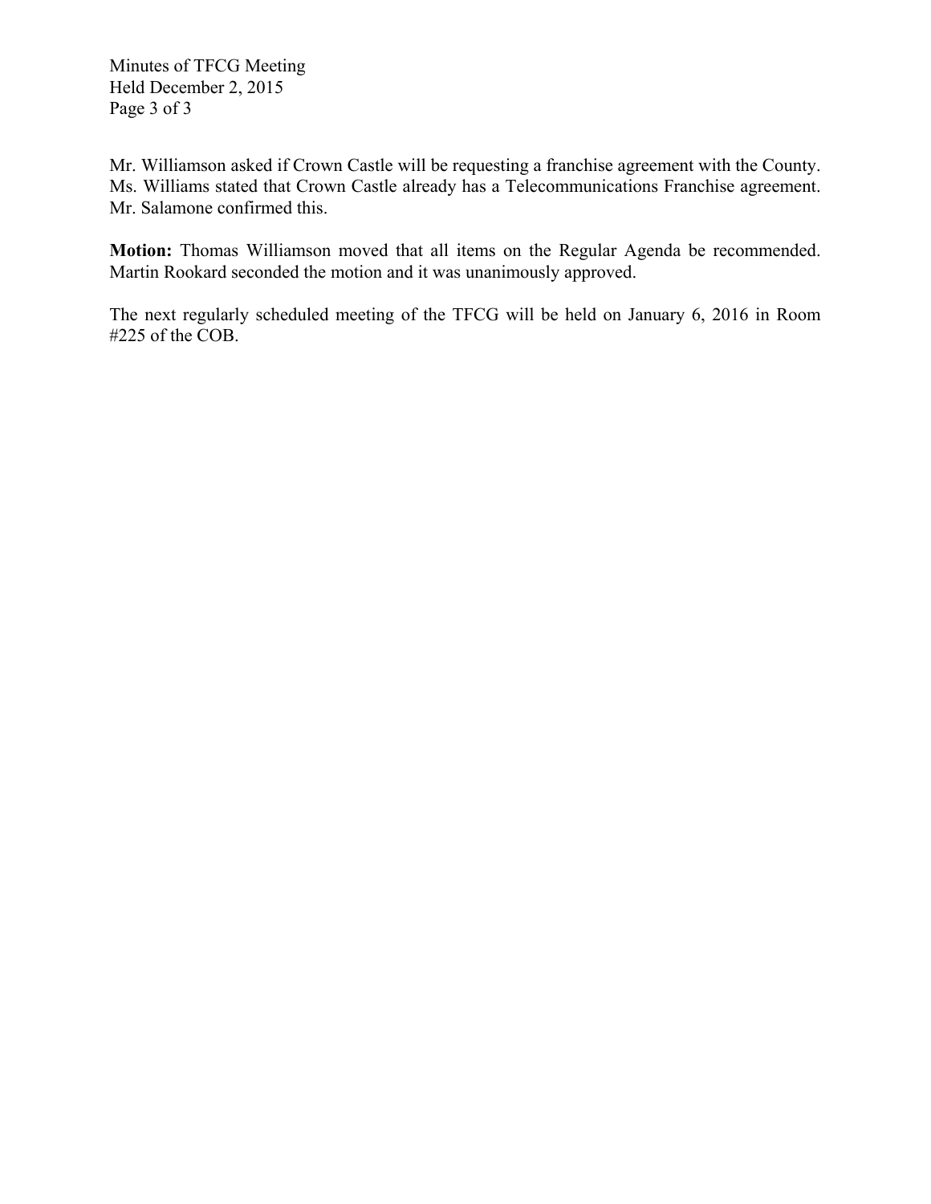Mr. Williamson asked if Crown Castle will be requesting a franchise agreement with the County. Ms. Williams stated that Crown Castle already has a Telecommunications Franchise agreement. Mr. Salamone confirmed this.

**Motion:** Thomas Williamson moved that all items on the Regular Agenda be recommended. Martin Rookard seconded the motion and it was unanimously approved.

The next regularly scheduled meeting of the TFCG will be held on January 6, 2016 in Room #225 of the COB.